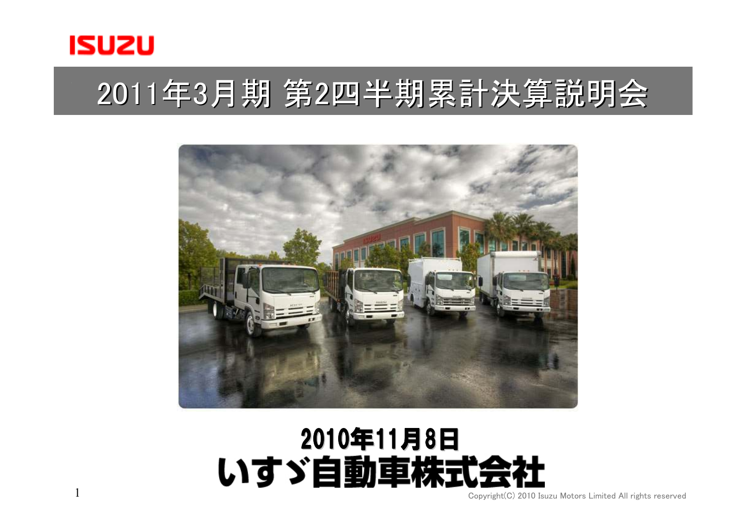ISUZU

# 2011年3月期 第2四半期累計決算説明会

2010年11月8日

いすゞ自動車株式会社

Copyright(C) 2010 Isuzu Motors Limited All rights reserved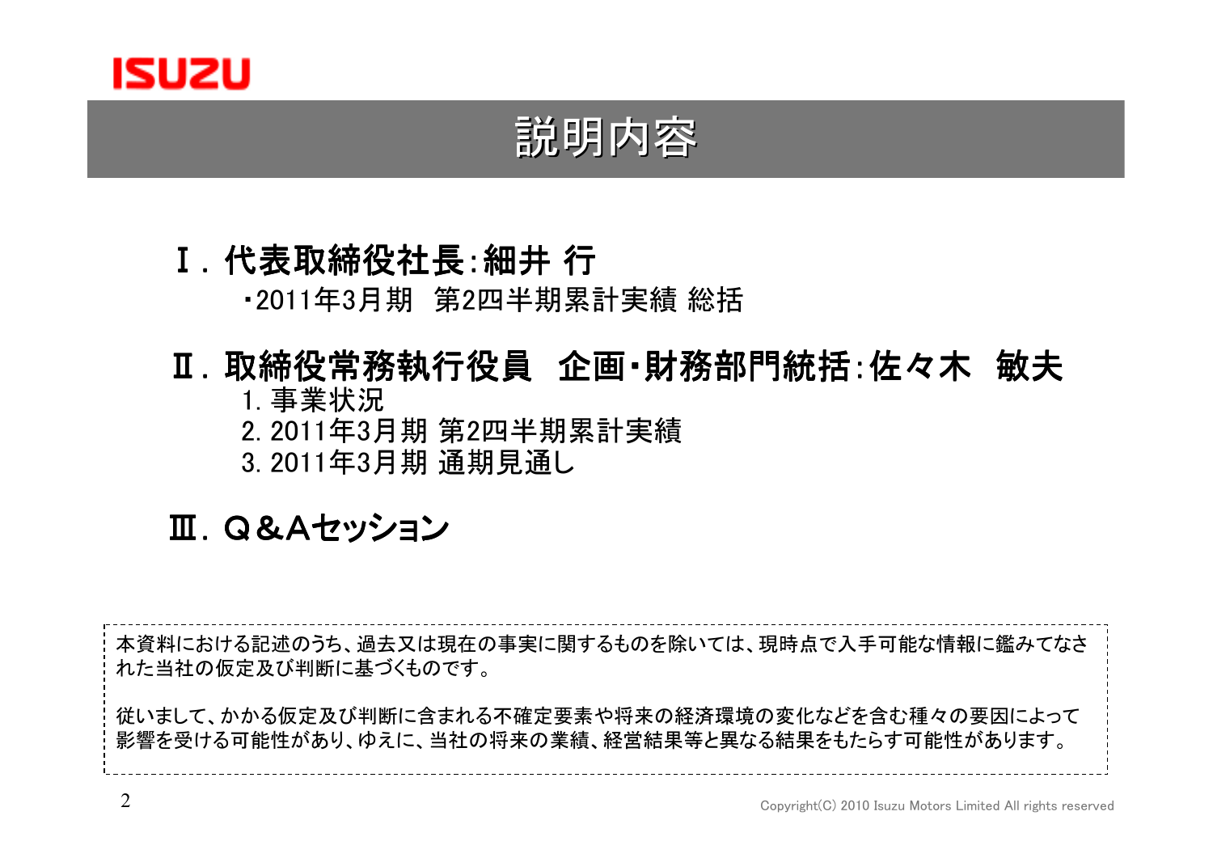# 説明内容

## Ⅰ. 代表取締役社長:細井 行

・2011年3月期　第2四半期累計実績 総括

## Ⅱ. 取締役常務執行役員　企画・財務部門統括:佐々木　敏夫

1. 事業状況
2. 2011年3月期 第2四半期累計実績
3. 2011年3月期 通期見通し

## Ⅲ. Q&Aセッション

本資料における記述のうち、過去又は現在の事実に関するものを除いては、現時点で入手可能な情報に鑑みてなされた当社の仮定及び判断に基づくものです。

従いまして、かかる仮定及び判断に含まれる不確定要素や将来の経済環境の変化などを含む種々の要因によって影響を受ける可能性があり、ゆえに、当社の将来の業績、経営結果等と異なる結果をもたらす可能性があります。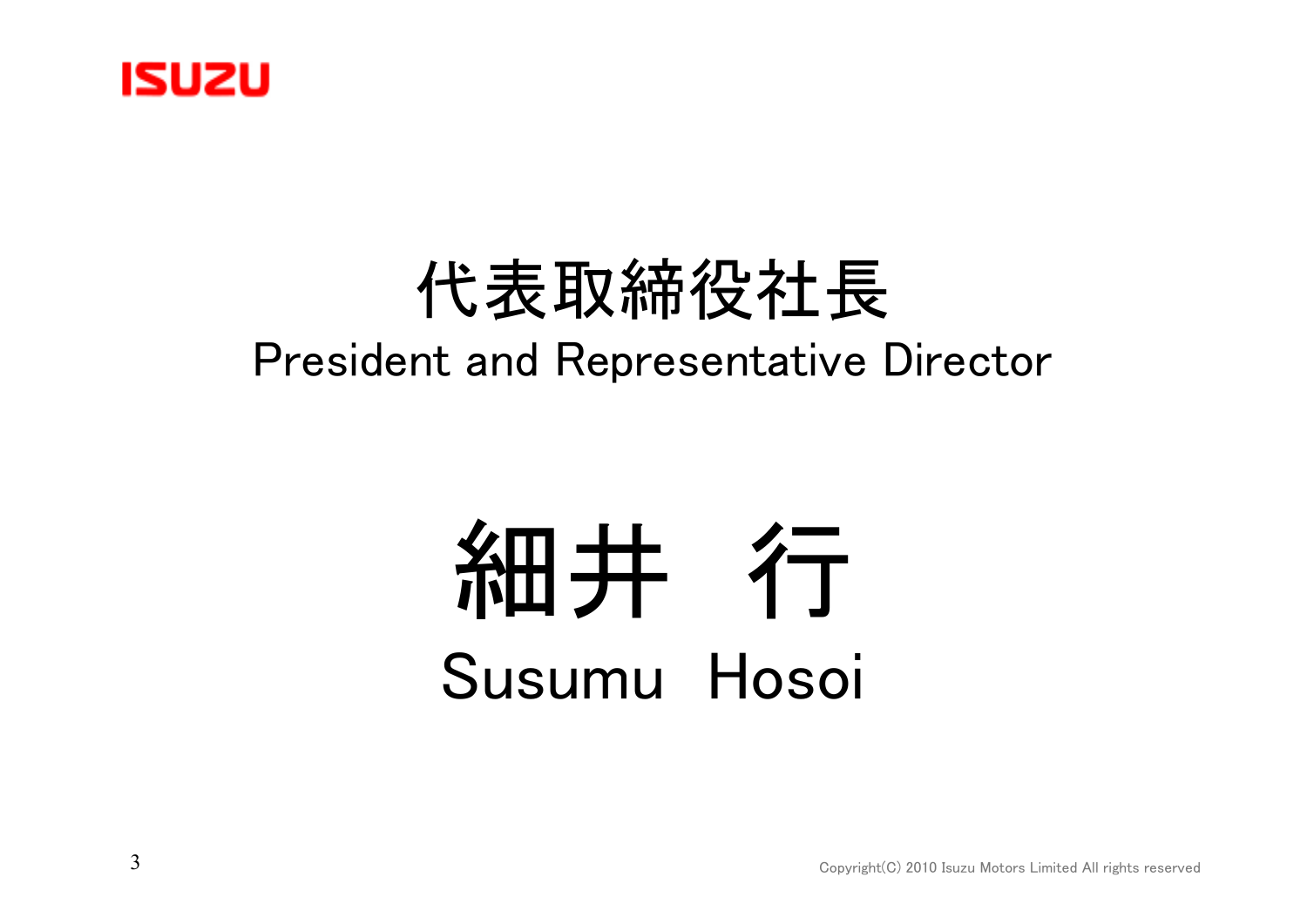ISUZU

# 代表取締役社長

## President and Representative Director

# 細井　行

# Susumu Hosoi

Copyright(C) 2010 Isuzu Motors Limited All rights reserved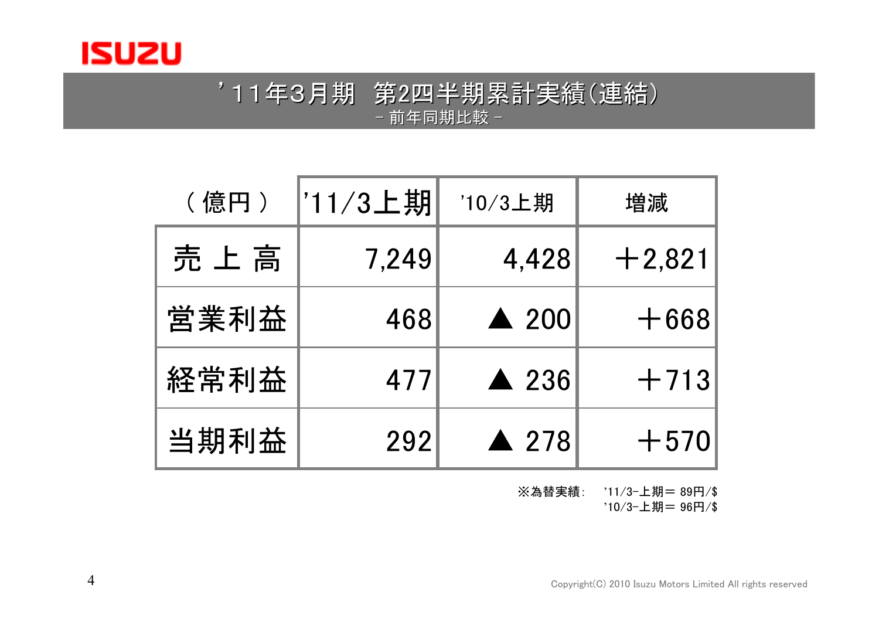# ’11年3月期　第2四半期累計実績(連結)

－ 前年同期比較 －

| （億円） | ’11/3上期 | ’10/3上期 | 増減 |
|---|---|---|---|
| 売 上 高 | 7,249 | 4,428 | ＋2,821 |
| 営業利益 | 468 | ▲ 200 | ＋668 |
| 経常利益 | 477 | ▲ 236 | ＋713 |
| 当期利益 | 292 | ▲ 278 | ＋570 |

※為替実績:　’11/3-上期＝ 89円/$
　　　　　　’10/3-上期＝ 96円/$

Copyright(C) 2010 Isuzu Motors Limited All rights reserved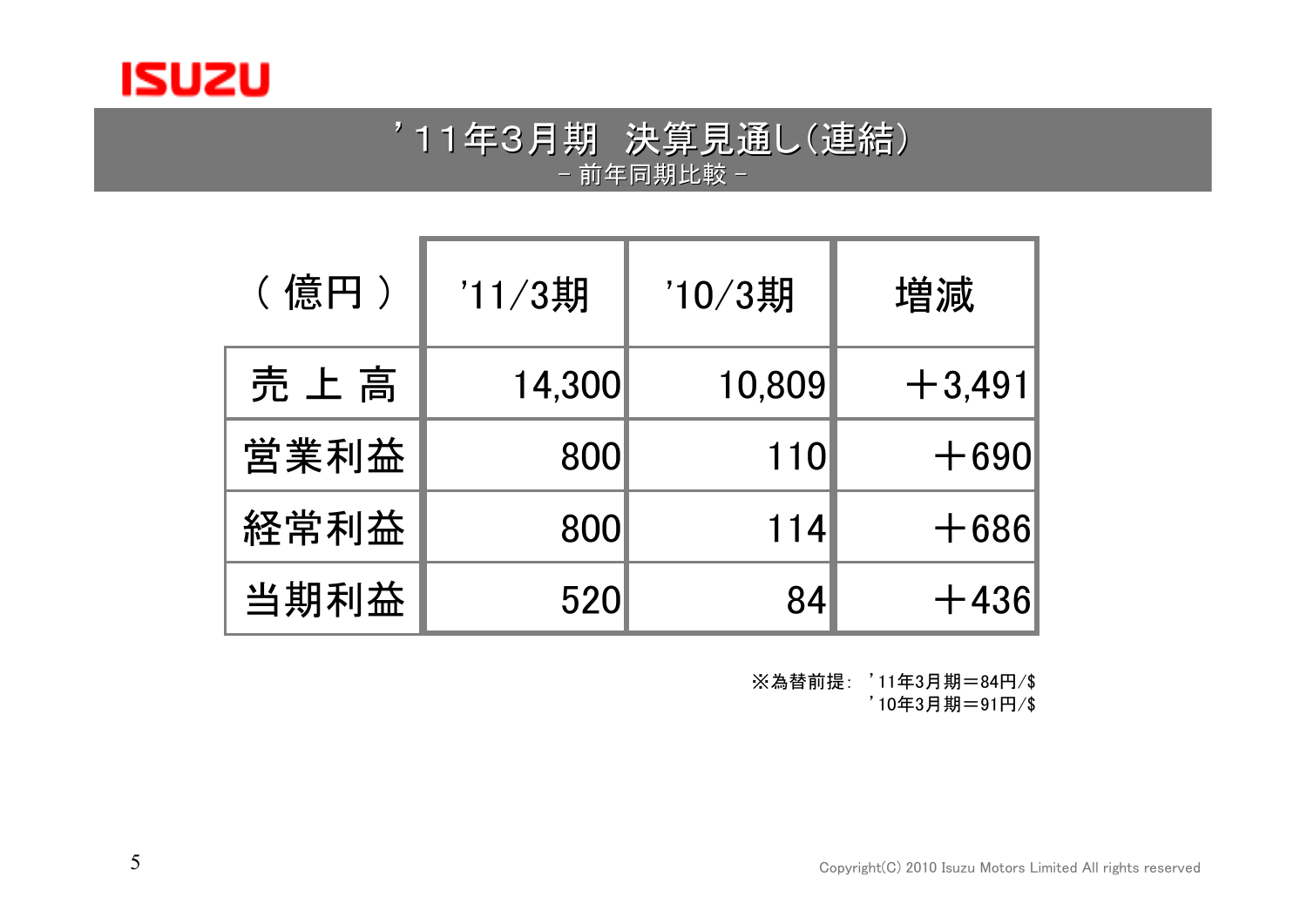# ’11年3月期 決算見通し(連結)

－ 前年同期比較 －

| ( 億円 ) | '11/3期 | '10/3期 | 増減 |
|---|---|---|---|
| 売 上 高 | 14,300 | 10,809 | ＋3,491 |
| 営業利益 | 800 | 110 | ＋690 |
| 経常利益 | 800 | 114 | ＋686 |
| 当期利益 | 520 | 84 | ＋436 |

※為替前提: ’11年3月期＝84円/$
’10年3月期＝91円/$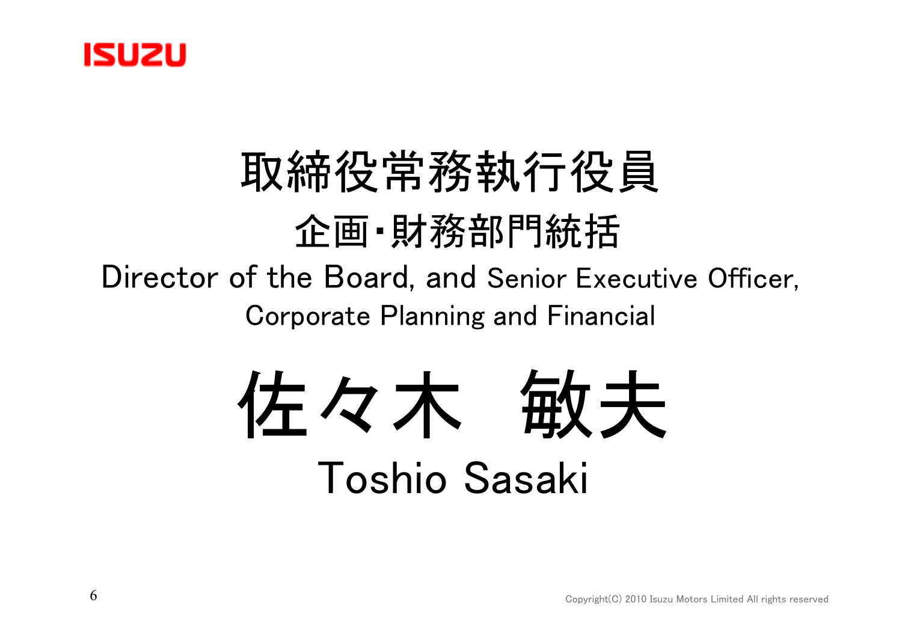# 取締役常務執行役員

## 企画・財務部門統括

Director of the Board, and Senior Executive Officer, Corporate Planning and Financial

# 佐々木　敏夫

## Toshio Sasaki

Copyright(C) 2010 Isuzu Motors Limited All rights reserved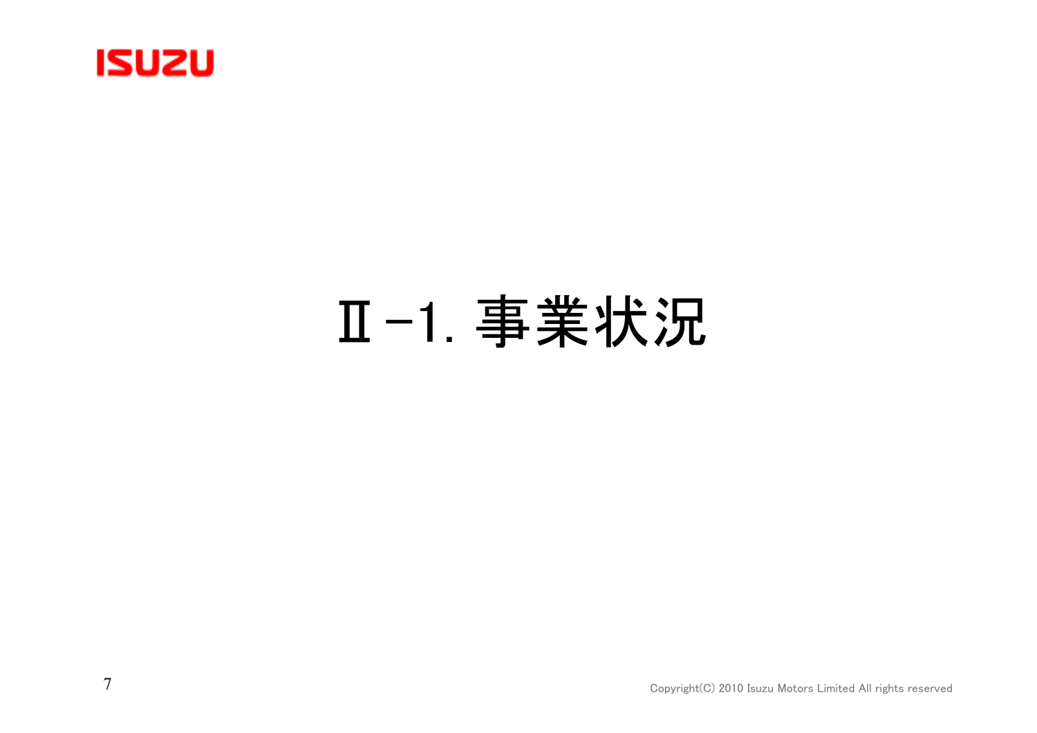# Ⅱ-1. 事業状況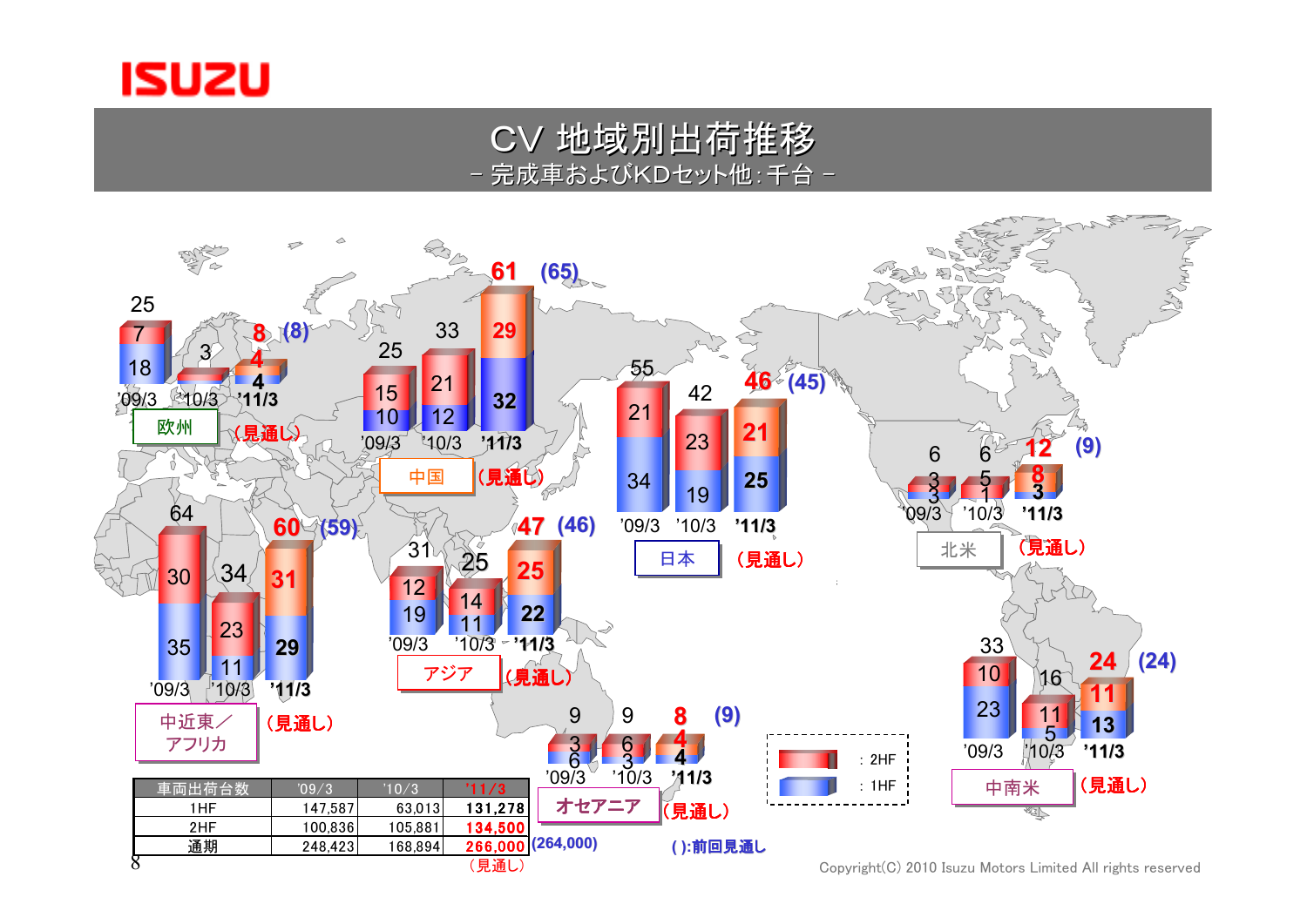# CV 地域別出荷推移

－ 完成車およびKDセット他：千台 －

| 地域 | '09/3 | '10/3 | '11/3（見通し） | （前回見通し） |
|---|---|---|---|---|
| 欧州 | 25（1HF 18 / 2HF 7） | 3 | 8（1HF 4 / 2HF 4） | (8) |
| 中国 | 25（1HF 10 / 2HF 15） | 33（1HF 12 / 2HF 21） | 61（1HF 32 / 2HF 29） | (65) |
| 日本 | 55（1HF 34 / 2HF 21） | 42（1HF 19 / 2HF 23） | 46（1HF 25 / 2HF 21） | (45) |
| 北米 | 6（1HF 3 / 2HF 3） | 6（1HF 1 / 2HF 5） | 12（1HF 3 / 2HF 8） | (9) |
| 中近東／アフリカ | 64（1HF 35 / 2HF 30） | 34（1HF 11 / 2HF 23） | 60（1HF 29 / 2HF 31） | (59) |
| アジア | 31（1HF 19 / 2HF 12） | 25（1HF 11 / 2HF 14） | 47（1HF 22 / 2HF 25） | (46) |
| オセアニア | 9（1HF 6 / 2HF 3） | 9（1HF 3 / 2HF 6） | 8（1HF 4 / 2HF 4） | (9) |
| 中南米 | 33（1HF 23 / 2HF 10） | 16（1HF 5 / 2HF 11） | 24（1HF 13 / 2HF 11） | (24) |

■：2HF　■：1HF

( ):前回見通し

| 車両出荷台数 | '09/3 | '10/3 | '11/3 |
|---|---|---|---|
| 1HF | 147,587 | 63,013 | 131,278 |
| 2HF | 100,836 | 105,881 | 134,500 |
| 通期 | 248,423 | 168,894 | 266,000 (264,000) |
| | | | （見通し） |

Copyright(C) 2010 Isuzu Motors Limited All rights reserved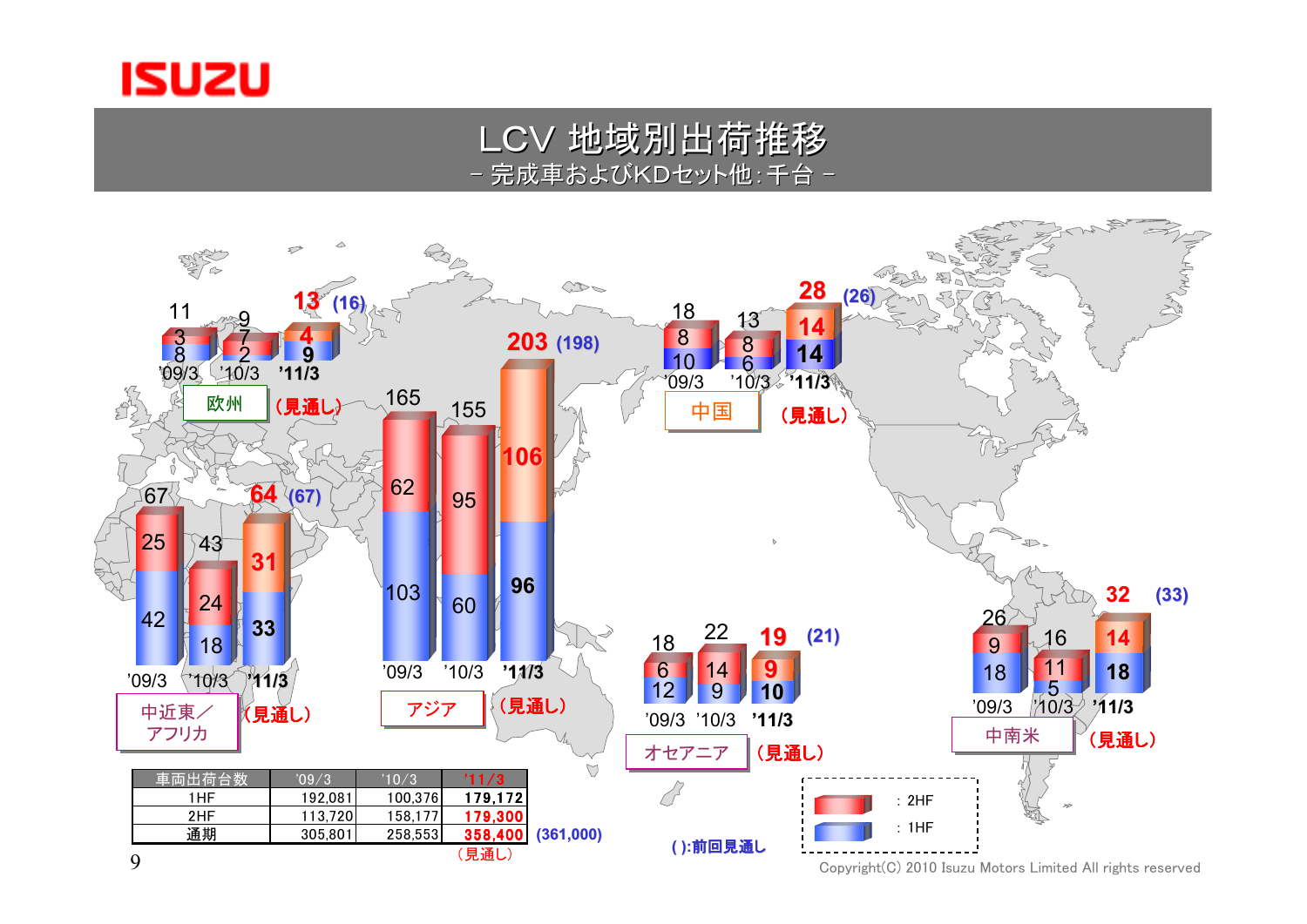# LCV 地域別出荷推移

－ 完成車およびKDセット他：千台 －

## 欧州

| | '09/3 | '10/3 | '11/3（見通し） |
|---|---|---|---|
| 2HF | 3 | 7 | 4 |
| 1HF | 8 | 2 | 9 |
| 合計 | 11 | 9 | 13 (16) |

## 中近東／アフリカ

| | '09/3 | '10/3 | '11/3（見通し） |
|---|---|---|---|
| 2HF | 25 | 24 | 31 |
| 1HF | 42 | 18 | 33 |
| 合計 | 67 | 43 | 64 (67) |

## アジア

| | '09/3 | '10/3 | '11/3（見通し） |
|---|---|---|---|
| 2HF | 62 | 95 | 106 |
| 1HF | 103 | 60 | 96 |
| 合計 | 165 | 155 | 203 (198) |

## 中国

| | '09/3 | '10/3 | '11/3（見通し） |
|---|---|---|---|
| 2HF | 8 | 8 | 14 |
| 1HF | 10 | 6 | 14 |
| 合計 | 18 | 13 | 28 (26) |

## オセアニア

| | '09/3 | '10/3 | '11/3（見通し） |
|---|---|---|---|
| 2HF | 6 | 14 | 9 |
| 1HF | 12 | 9 | 10 |
| 合計 | 18 | 22 | 19 (21) |

## 中南米

| | '09/3 | '10/3 | '11/3（見通し） |
|---|---|---|---|
| 2HF | 9 | 11 | 14 |
| 1HF | 18 | 5 | 18 |
| 合計 | 26 | 16 | 32 (33) |

( ):前回見通し

## 車両出荷台数

| 車両出荷台数 | '09/3 | '10/3 | '11/3 |
|---|---|---|---|
| 1HF | 192,081 | 100,376 | 179,172 |
| 2HF | 113,720 | 158,177 | 179,300 |
| 通期 | 305,801 | 258,553 | 358,400 (361,000) |

（見通し）

Copyright(C) 2010 Isuzu Motors Limited All rights reserved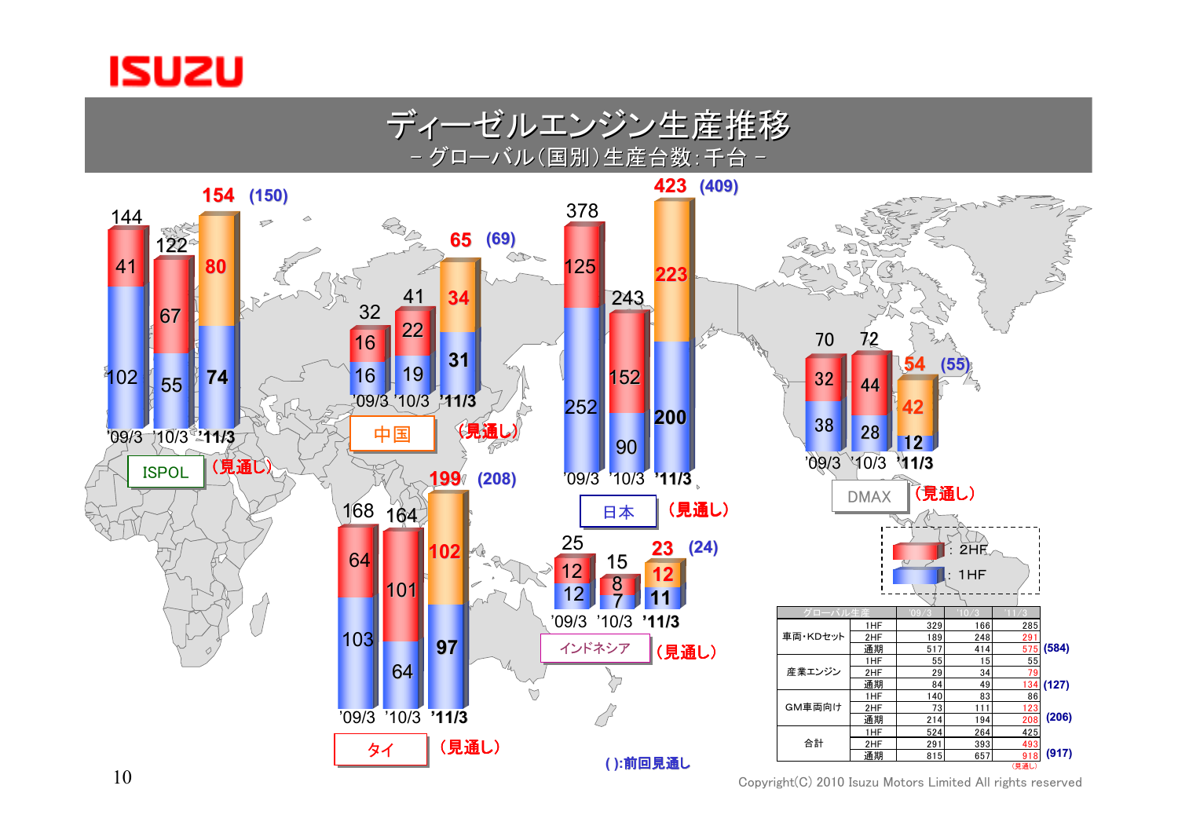# ディーゼルエンジン生産推移

－ グローバル（国別）生産台数：千台 －

**ISPOL**（見通し）

| | '09/3 | '10/3 | '11/3 |
|---|---|---|---|
| 2HF | 41 | 67 | 80 |
| 1HF | 102 | 55 | 74 |
| 合計 | 144 | 122 | 154 (150) |

**中国**（見通し）

| | '09/3 | '10/3 | '11/3 |
|---|---|---|---|
| 2HF | 16 | 22 | 34 |
| 1HF | 16 | 19 | 31 |
| 合計 | 32 | 41 | 65 (69) |

**日本**（見通し）

| | '09/3 | '10/3 | '11/3 |
|---|---|---|---|
| 2HF | 125 | 152 | 223 |
| 1HF | 252 | 90 | 200 |
| 合計 | 378 | 243 | 423 (409) |

**DMAX**（見通し）

| | '09/3 | '10/3 | '11/3 |
|---|---|---|---|
| 2HF | 32 | 44 | 42 |
| 1HF | 38 | 28 | 12 |
| 合計 | 70 | 72 | 54 (55) |

**タイ**（見通し）

| | '09/3 | '10/3 | '11/3 |
|---|---|---|---|
| 2HF | 64 | 101 | 102 |
| 1HF | 103 | 64 | 97 |
| 合計 | 168 | 164 | 199 (208) |

**インドネシア**（見通し）

| | '09/3 | '10/3 | '11/3 |
|---|---|---|---|
| 2HF | 12 | 8 | 12 |
| 1HF | 12 | 7 | 11 |
| 合計 | 25 | 15 | 23 (24) |

凡例：2HF（赤）、1HF（青）

( ):前回見通し

| グローバル生産 | | '09/3 | '10/3 | '11/3 | |
|---|---|---|---|---|---|
| 車両・KDセット | 1HF | 329 | 166 | 285 | |
| | 2HF | 189 | 248 | 291 | |
| | 通期 | 517 | 414 | 575 | (584) |
| 産業エンジン | 1HF | 55 | 15 | 55 | |
| | 2HF | 29 | 34 | 79 | |
| | 通期 | 84 | 49 | 134 | (127) |
| GM車両向け | 1HF | 140 | 83 | 86 | |
| | 2HF | 73 | 111 | 123 | |
| | 通期 | 214 | 194 | 208 | (206) |
| 合計 | 1HF | 524 | 264 | 425 | |
| | 2HF | 291 | 393 | 493 | |
| | 通期 | 815 | 657 | 918 | (917) |

（見通し）

Copyright(C) 2010 Isuzu Motors Limited All rights reserved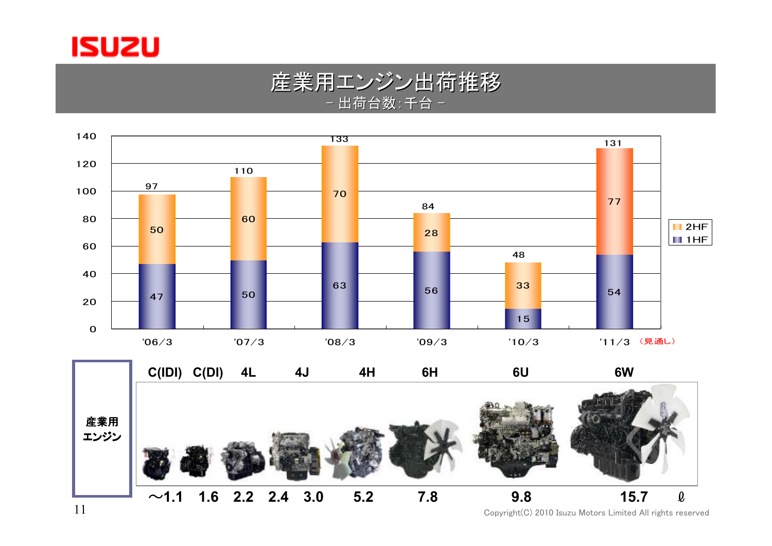# 産業用エンジン出荷推移

－ 出荷台数:千台 －

| | '06/3 | '07/3 | '08/3 | '09/3 | '10/3 | '11/3（見通し） |
|---|---|---|---|---|---|---|
| 2HF | 50 | 60 | 70 | 28 | 33 | 77 |
| 1HF | 47 | 50 | 63 | 56 | 15 | 54 |
| 合計 | 97 | 110 | 133 | 84 | 48 | 131 |

**産業用エンジン**

| C(IDI) | C(DI) | 4L | 4J | | 4H | 6H | 6U | 6W | |
|---|---|---|---|---|---|---|---|---|---|
| ～1.1 | 1.6 | 2.2 | 2.4 | 3.0 | 5.2 | 7.8 | 9.8 | 15.7 | ℓ |

Copyright(C) 2010 Isuzu Motors Limited All rights reserved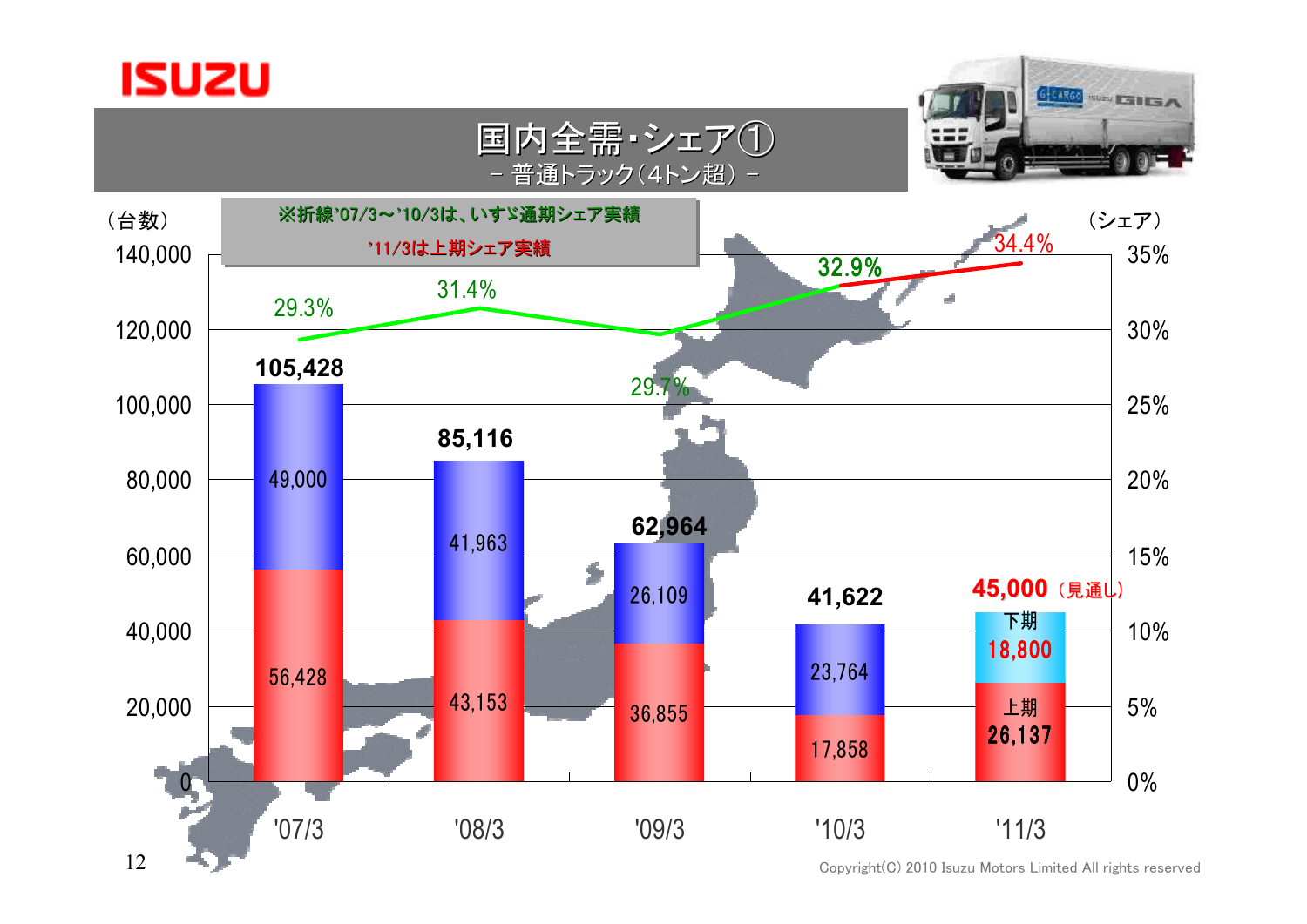# 国内全需・シェア①

－ 普通トラック（4トン超） －

※折線'07/3～'10/3は、いすゞ通期シェア実績
'11/3は上期シェア実績

（台数） （シェア）

| | '07/3 | '08/3 | '09/3 | '10/3 | '11/3 |
|---|---|---|---|---|---|
| 合計 | 105,428 | 85,116 | 62,964 | 41,622 | 45,000（見通し） |
| 下期 | 49,000 | 41,963 | 26,109 | 23,764 | 下期 18,800 |
| 上期 | 56,428 | 43,153 | 36,855 | 17,858 | 上期 26,137 |
| シェア | 29.3% | 31.4% | 29.7% | 32.9% | 34.4% |

Copyright(C) 2010 Isuzu Motors Limited All rights reserved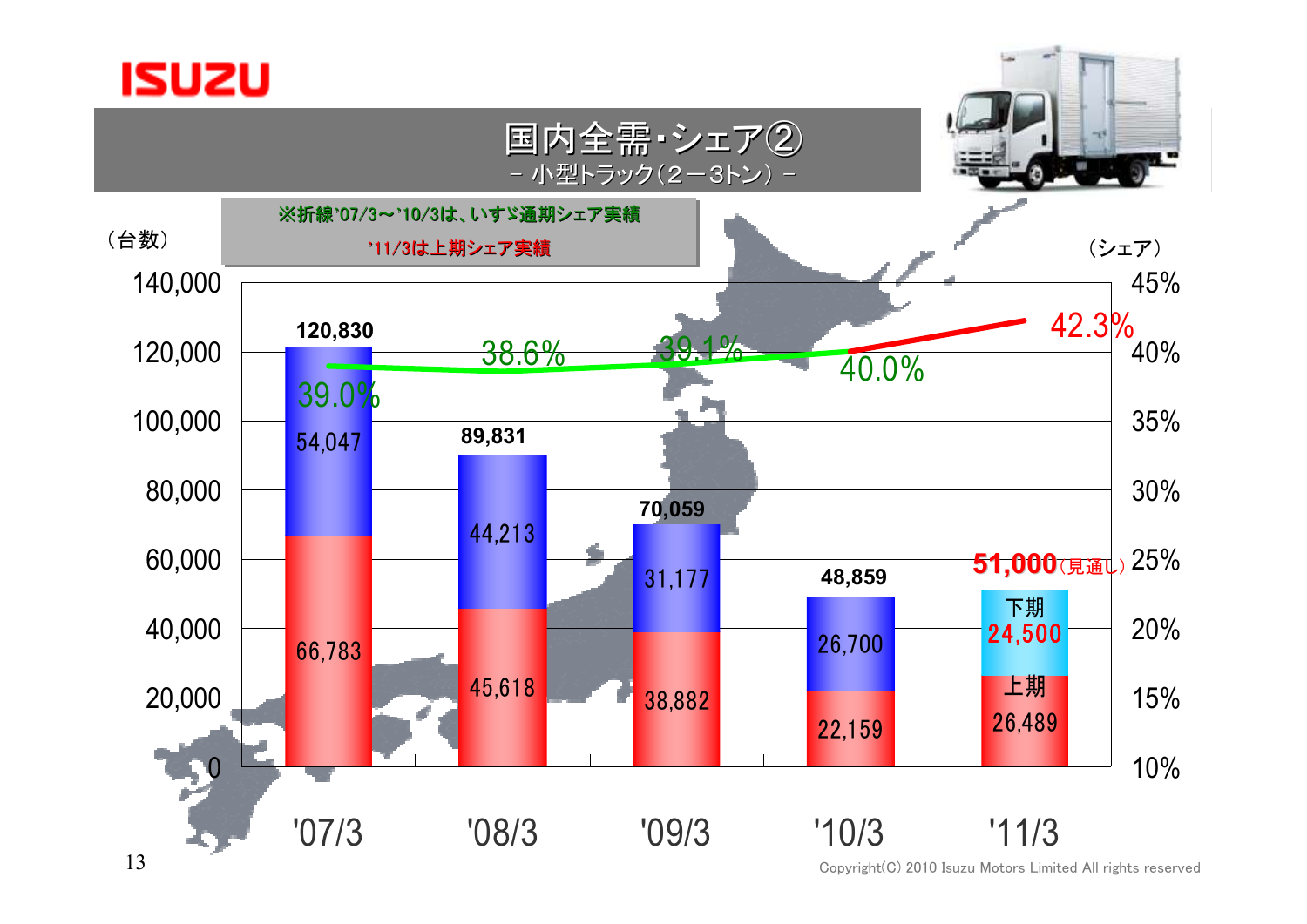# 国内全需・シェア②

－ 小型トラック（２－３トン） －

※折線'07/3～'10/3は、いすゞ通期シェア実績

'11/3は上期シェア実績

| | '07/3 | '08/3 | '09/3 | '10/3 | '11/3 |
|---|---|---|---|---|---|
| 下期（台数） | 54,047 | 44,213 | 31,177 | 26,700 | 24,500 |
| 上期（台数） | 66,783 | 45,618 | 38,882 | 22,159 | 26,489 |
| 合計（台数） | 120,830 | 89,831 | 70,059 | 48,859 | 51,000（見通し） |
| シェア | 39.0% | 38.6% | 39.1% | 40.0% | 42.3% |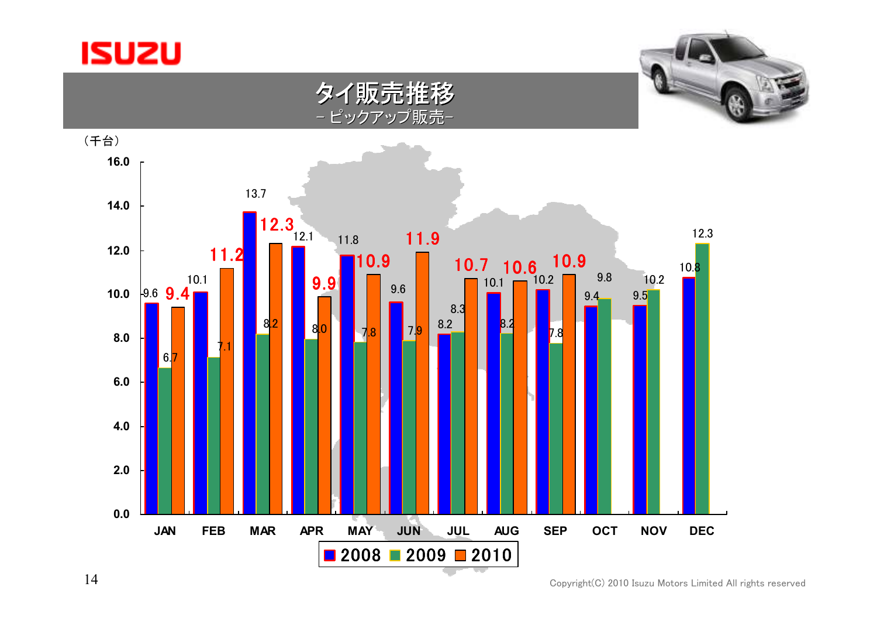# タイ販売推移

－ ピックアップ販売－

（千台）

| | 2008 | 2009 | 2010 |
|---|---|---|---|
| JAN | 9.6 | 6.7 | 9.4 |
| FEB | 10.1 | 7.1 | 11.2 |
| MAR | 13.7 | 8.2 | 12.3 |
| APR | 12.1 | 8.0 | 9.9 |
| MAY | 11.8 | 7.8 | 10.9 |
| JUN | 9.6 | 7.9 | 11.9 |
| JUL | 8.2 | 8.3 | 10.7 |
| AUG | 10.1 | 8.2 | 10.6 |
| SEP | 10.2 | 7.8 | 10.9 |
| OCT | 9.4 | 9.8 | |
| NOV | 9.5 | 10.2 | |
| DEC | 10.8 | 12.3 | |

Copyright(C) 2010 Isuzu Motors Limited All rights reserved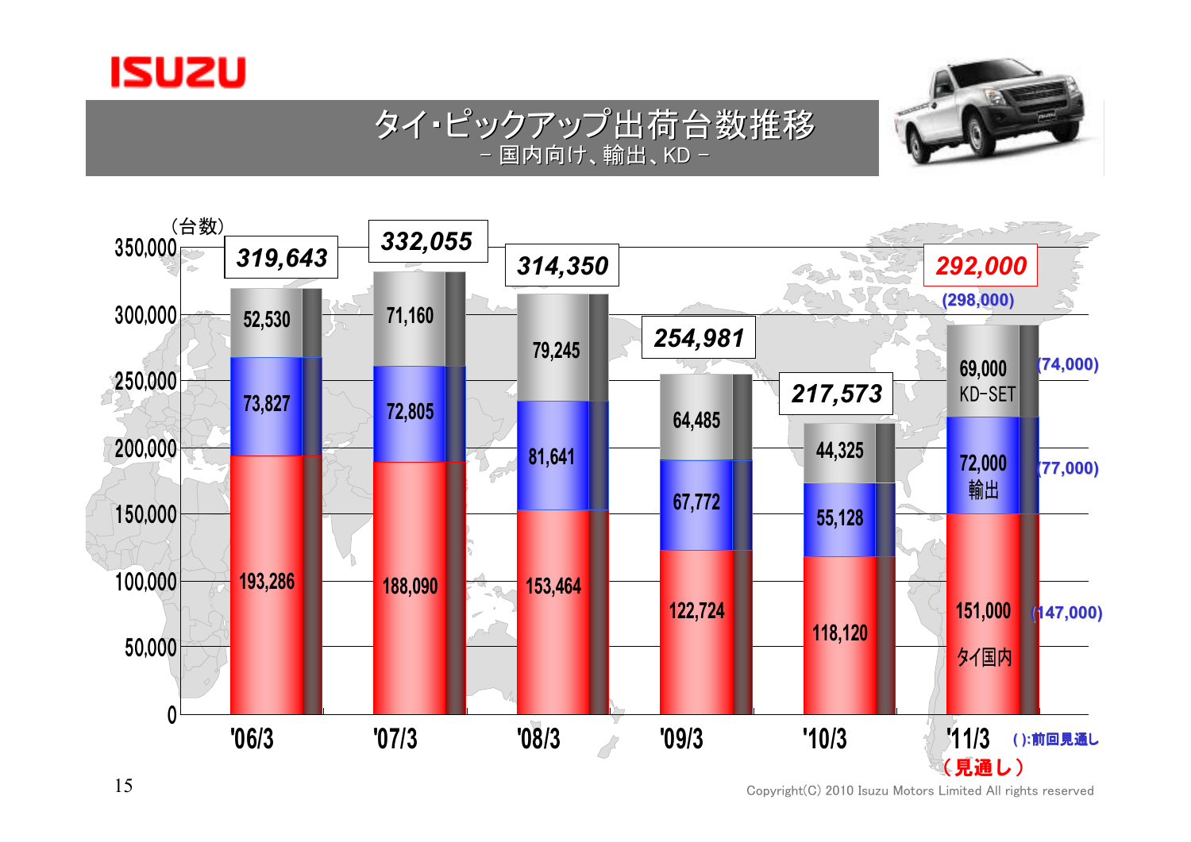# タイ･ピックアップ出荷台数推移

－ 国内向け、輸出、KD －

（台数）

| | '06/3 | '07/3 | '08/3 | '09/3 | '10/3 | '11/3（見通し） | ( ):前回見通し |
|---|---|---|---|---|---|---|---|
| KD-SET | 52,530 | 71,160 | 79,245 | 64,485 | 44,325 | 69,000 | (74,000) |
| 輸出 | 73,827 | 72,805 | 81,641 | 67,772 | 55,128 | 72,000 | (77,000) |
| タイ国内 | 193,286 | 188,090 | 153,464 | 122,724 | 118,120 | 151,000 | (147,000) |
| 合計 | 319,643 | 332,055 | 314,350 | 254,981 | 217,573 | 292,000 | (298,000) |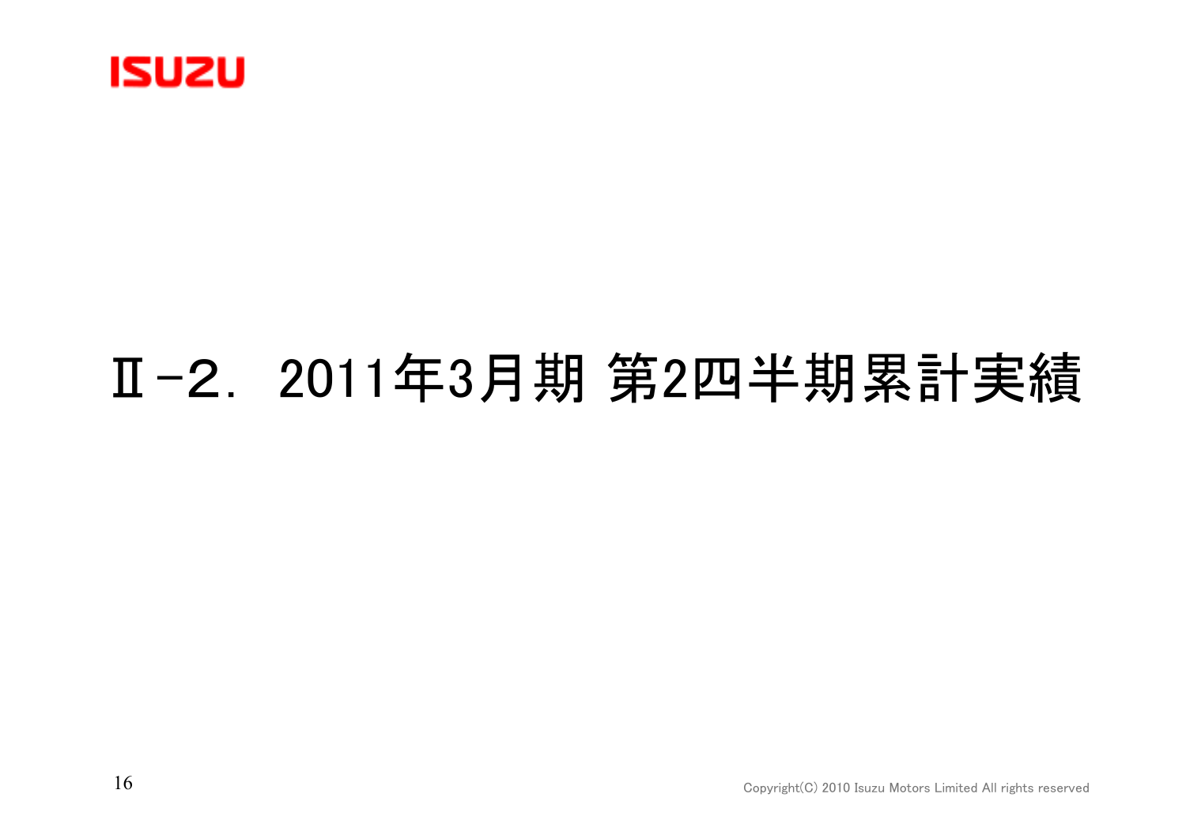# Ⅱ-2. 2011年3月期 第2四半期累計実績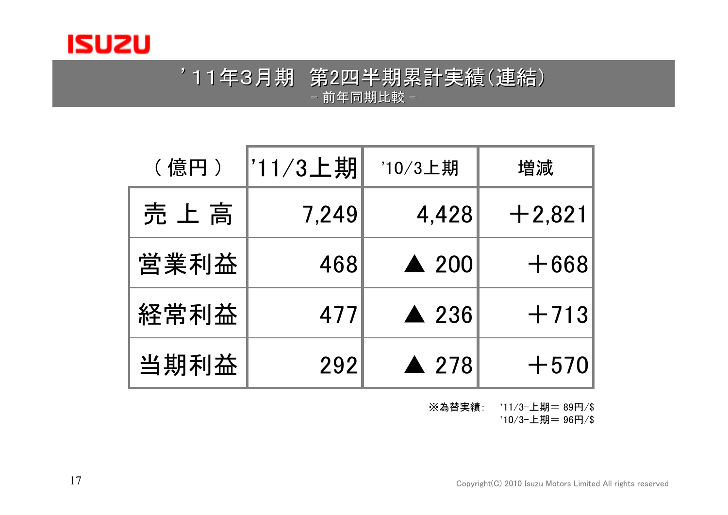## ’11年3月期　第2四半期累計実績(連結)

－ 前年同期比較 －

| ( 億円 ) | ’11/3上期 | ’10/3上期 | 増減 |
|---|---|---|---|
| 売 上 高 | 7,249 | 4,428 | ＋2,821 |
| 営業利益 | 468 | ▲ 200 | ＋668 |
| 経常利益 | 477 | ▲ 236 | ＋713 |
| 当期利益 | 292 | ▲ 278 | ＋570 |

※為替実績：　’11/3-上期＝ 89円/$
　　　　　　　’10/3-上期＝ 96円/$

Copyright(C) 2010 Isuzu Motors Limited All rights reserved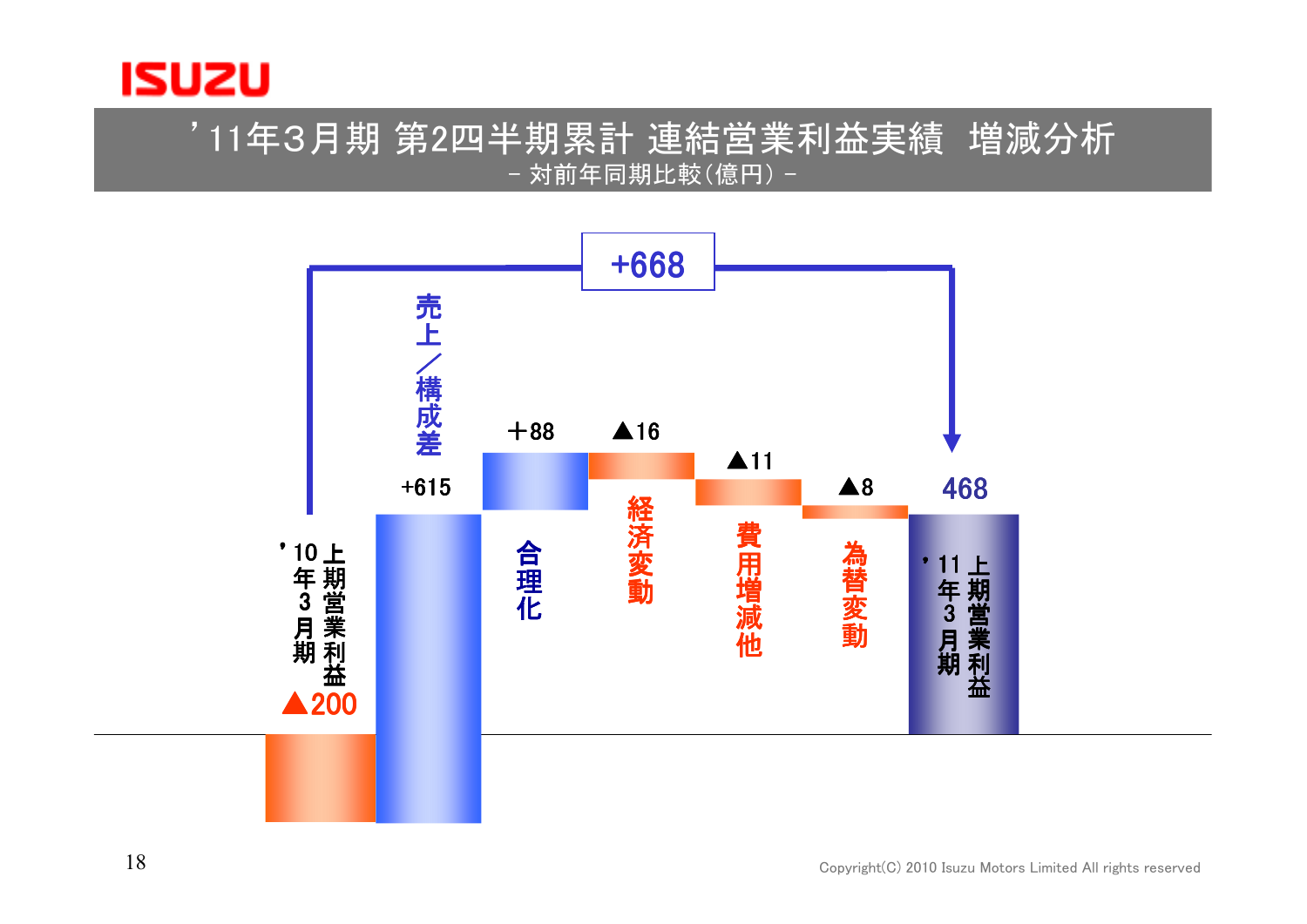# '11年3月期 第2四半期累計 連結営業利益実績 増減分析

- 対前年同期比較（億円） -

| 項目 | 金額 |
| --- | --- |
| '10年3月期 上期営業利益 | ▲200 |
| 売上／構成差 | +615 |
| 合理化 | ＋88 |
| 経済変動 | ▲16 |
| 費用増減他 | ▲11 |
| 為替変動 | ▲8 |
| '11年3月期 上期営業利益 | 468 |

増減合計：+668

Copyright(C) 2010 Isuzu Motors Limited All rights reserved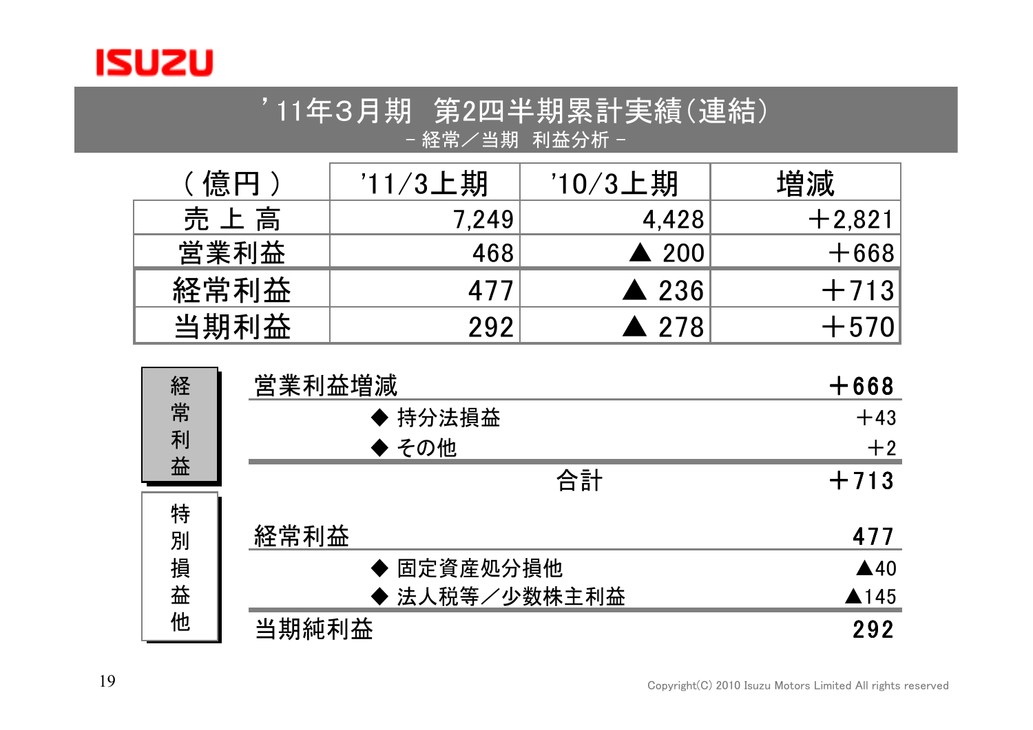ISUZU

# ’11年3月期 第2四半期累計実績(連結)

## - 経常／当期 利益分析 -

| (億円) | '11/3上期 | '10/3上期 | 増減 |
|---|---|---|---|
| 売 上 高 | 7,249 | 4,428 | ＋2,821 |
| 営業利益 | 468 | ▲ 200 | ＋668 |
| 経常利益 | 477 | ▲ 236 | ＋713 |
| 当期利益 | 292 | ▲ 278 | ＋570 |

### 経常利益

| | |
|---|---|
| 営業利益増減 | ＋668 |
| ◆ 持分法損益 | ＋43 |
| ◆ その他 | ＋2 |
| 合計 | ＋713 |

### 特別損益他

| | |
|---|---|
| 経常利益 | 477 |
| ◆ 固定資産処分損他 | ▲40 |
| ◆ 法人税等／少数株主利益 | ▲145 |
| 当期純利益 | 292 |

Copyright(C) 2010 Isuzu Motors Limited All rights reserved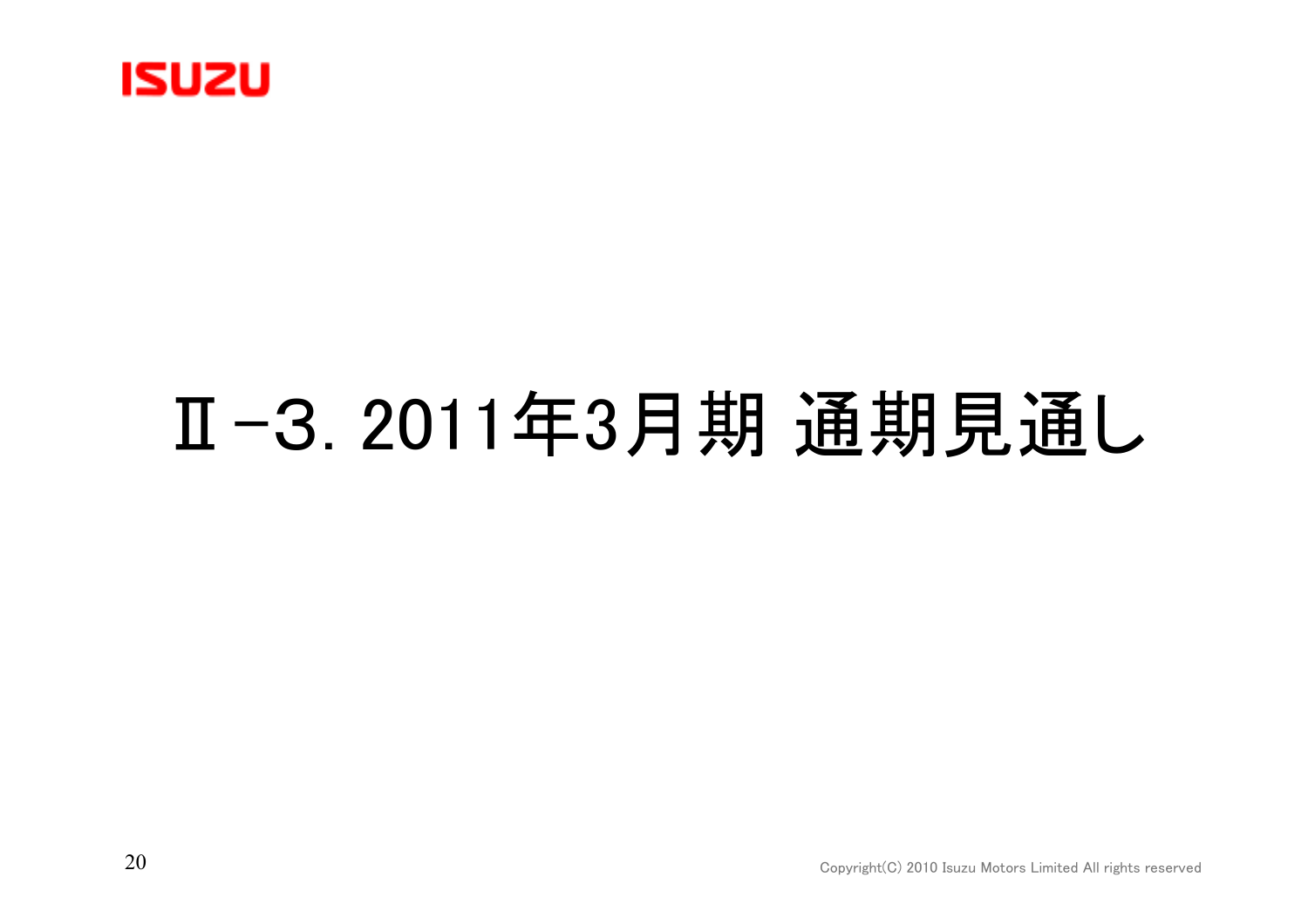# Ⅱ-3. 2011年3月期 通期見通し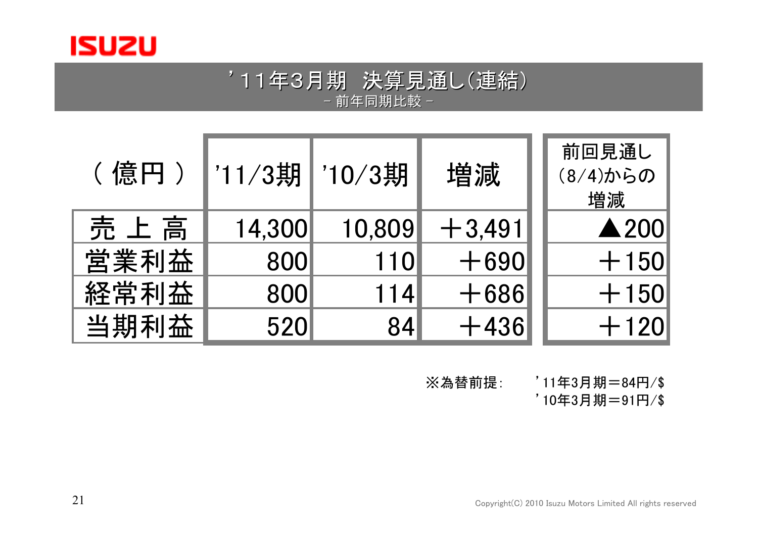## ’11年3月期　決算見通し(連結)

－ 前年同期比較 －

| ( 億円 ) | ’11/3期 | ’10/3期 | 増減 | 前回見通し(8/4)からの増減 |
|---|---|---|---|---|
| 売 上 高 | 14,300 | 10,809 | ＋3,491 | ▲200 |
| 営業利益 | 800 | 110 | ＋690 | ＋150 |
| 経常利益 | 800 | 114 | ＋686 | ＋150 |
| 当期利益 | 520 | 84 | ＋436 | ＋120 |

※為替前提:　’11年3月期＝84円/$
　　　　　　’10年3月期＝91円/$

Copyright(C) 2010 Isuzu Motors Limited All rights reserved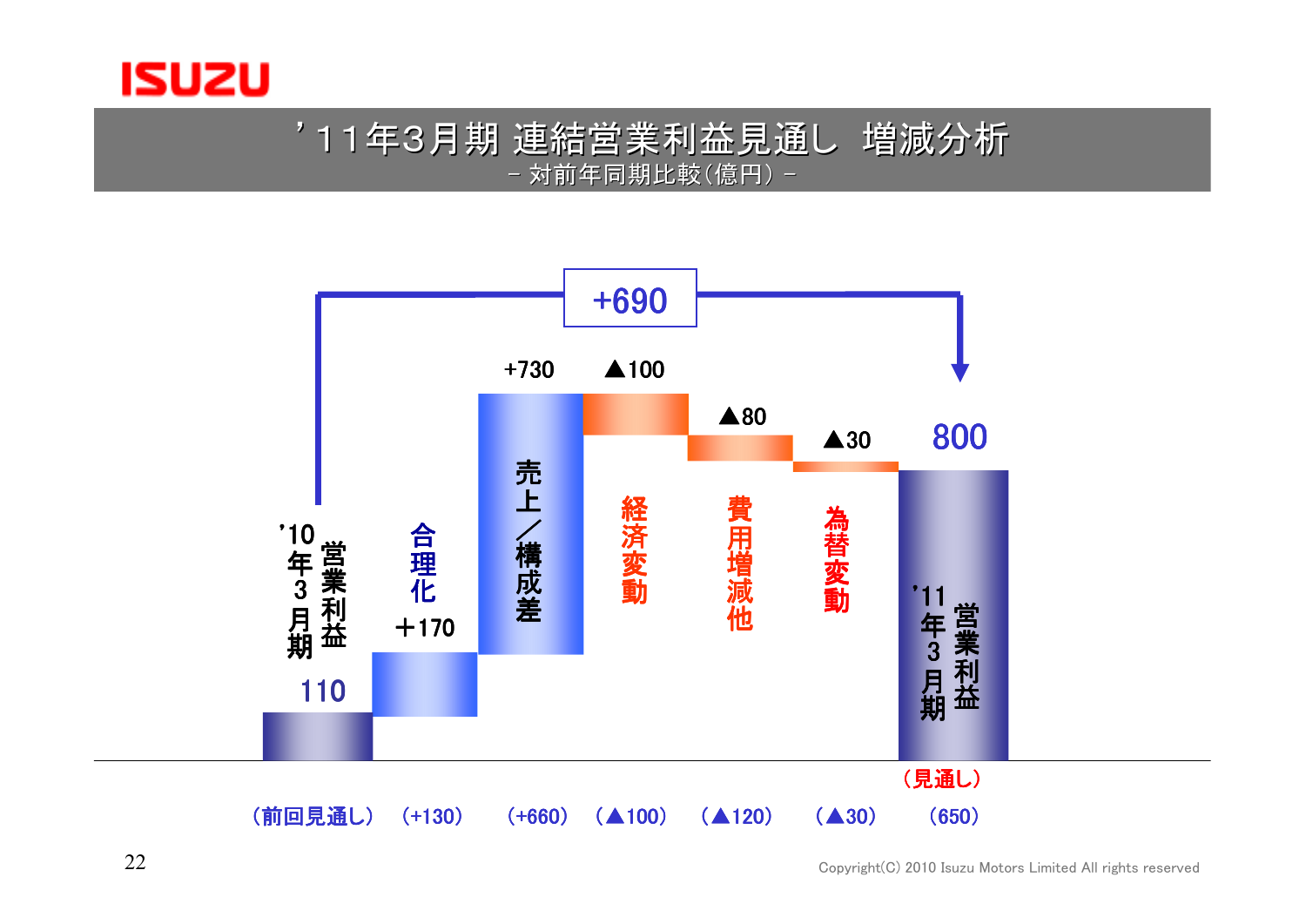# '11年3月期 連結営業利益見通し 増減分析

－ 対前年同期比較（億円） －

| | '10年3月期 営業利益 | 合理化 | 売上／構成差 | 経済変動 | 費用増減他 | 為替変動 | '11年3月期 営業利益（見通し） |
|---|---|---|---|---|---|---|---|
| 金額 | 110 | ＋170 | +730 | ▲100 | ▲80 | ▲30 | 800 |
| （前回見通し） | | （+130） | （+660） | （▲100） | （▲120） | （▲30） | （650） |

増減合計：+690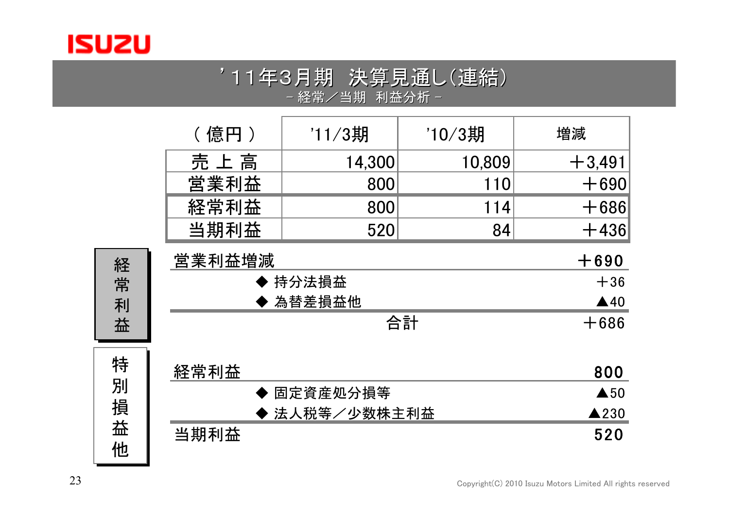# ’11年3月期　決算見通し(連結)

## – 経常／当期　利益分析 –

| （億円） | '11/3期 | '10/3期 | 増減 |
|---|---|---|---|
| 売上高 | 14,300 | 10,809 | ＋3,491 |
| 営業利益 | 800 | 110 | ＋690 |
| 経常利益 | 800 | 114 | ＋686 |
| 当期利益 | 520 | 84 | ＋436 |

### 経常利益

| | |
|---|---|
| 営業利益増減 | ＋690 |
| ◆ 持分法損益 | ＋36 |
| ◆ 為替差損益他 | ▲40 |
| 合計 | ＋686 |

### 特別損益他

| | |
|---|---|
| 経常利益 | 800 |
| ◆ 固定資産処分損等 | ▲50 |
| ◆ 法人税等／少数株主利益 | ▲230 |
| 当期利益 | 520 |

Copyright(C) 2010 Isuzu Motors Limited All rights reserved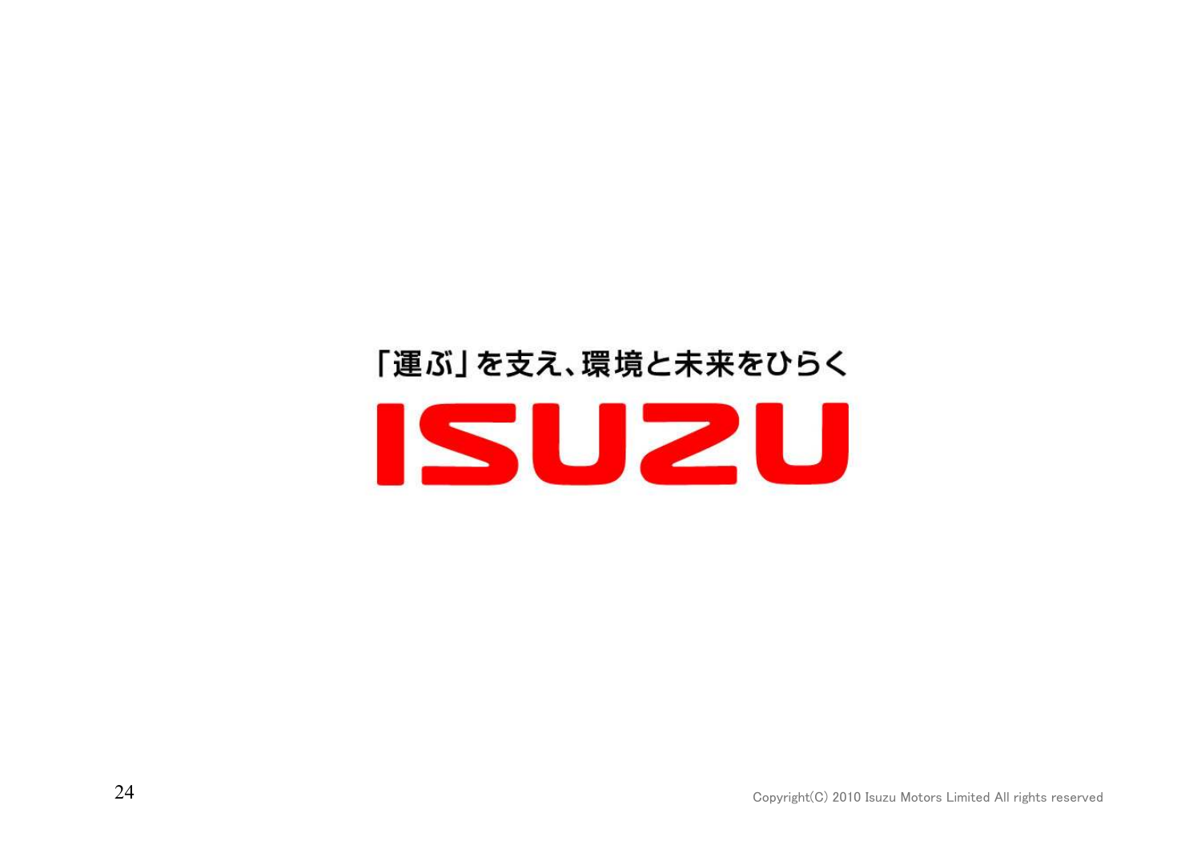「運ぶ」を支え、環境と未来をひらく

ISUZU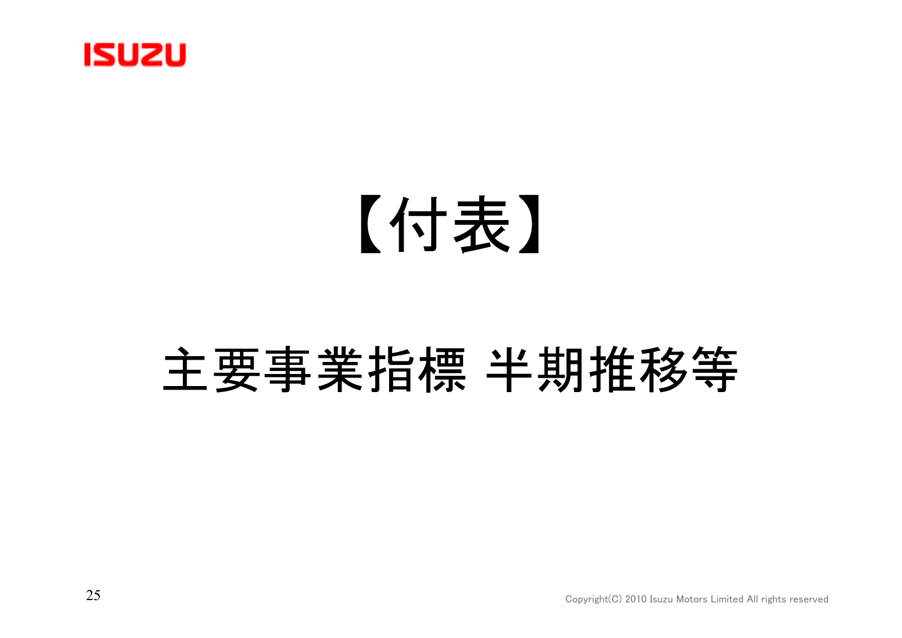# 【付表】

## 主要事業指標 半期推移等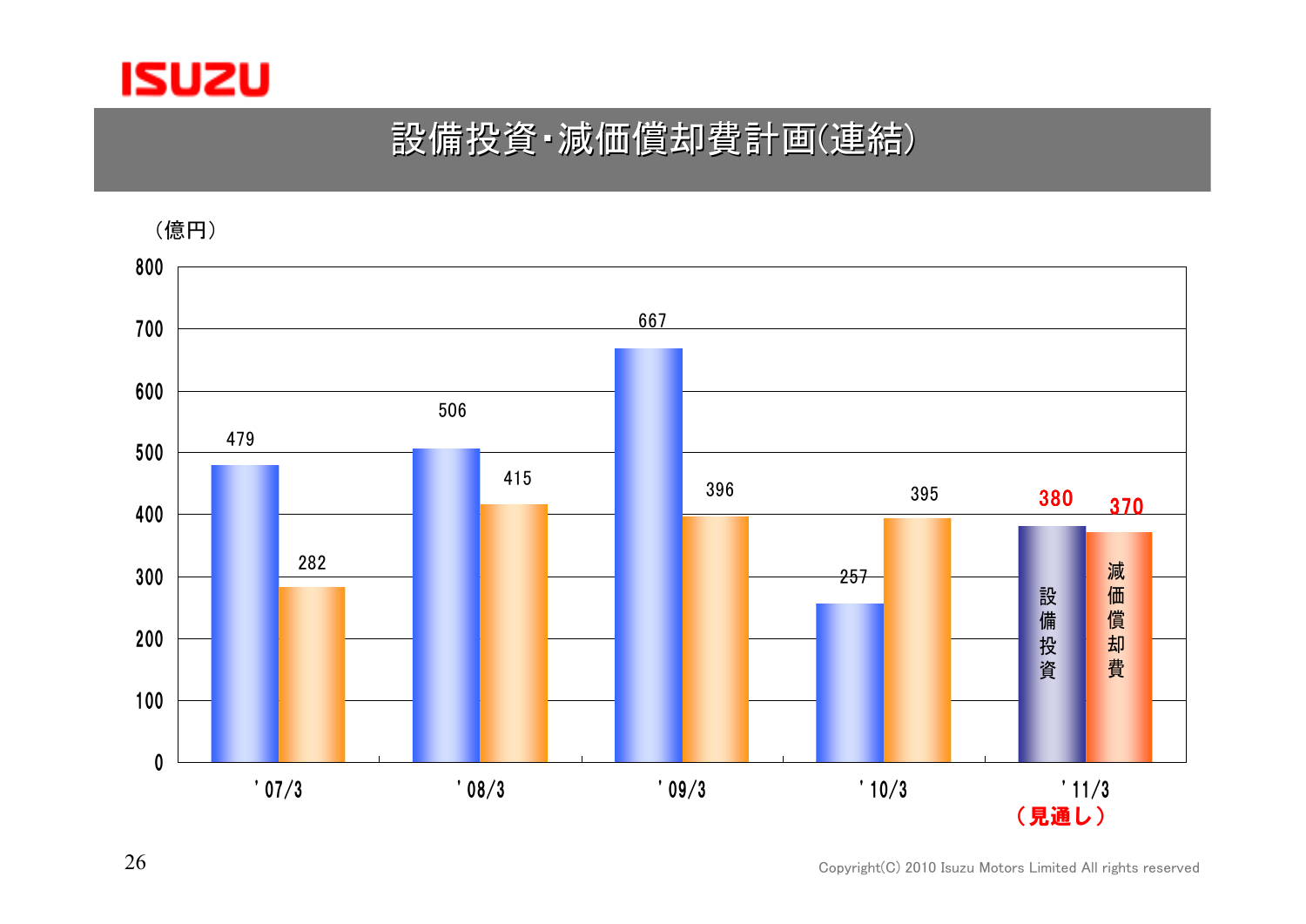# 設備投資・減価償却費計画(連結)

（億円）

| | 設備投資 | 減価償却費 |
|---|---|---|
| '07/3 | 479 | 282 |
| '08/3 | 506 | 415 |
| '09/3 | 667 | 396 |
| '10/3 | 257 | 395 |
| '11/3（見通し） | 380 | 370 |

Copyright(C) 2010 Isuzu Motors Limited All rights reserved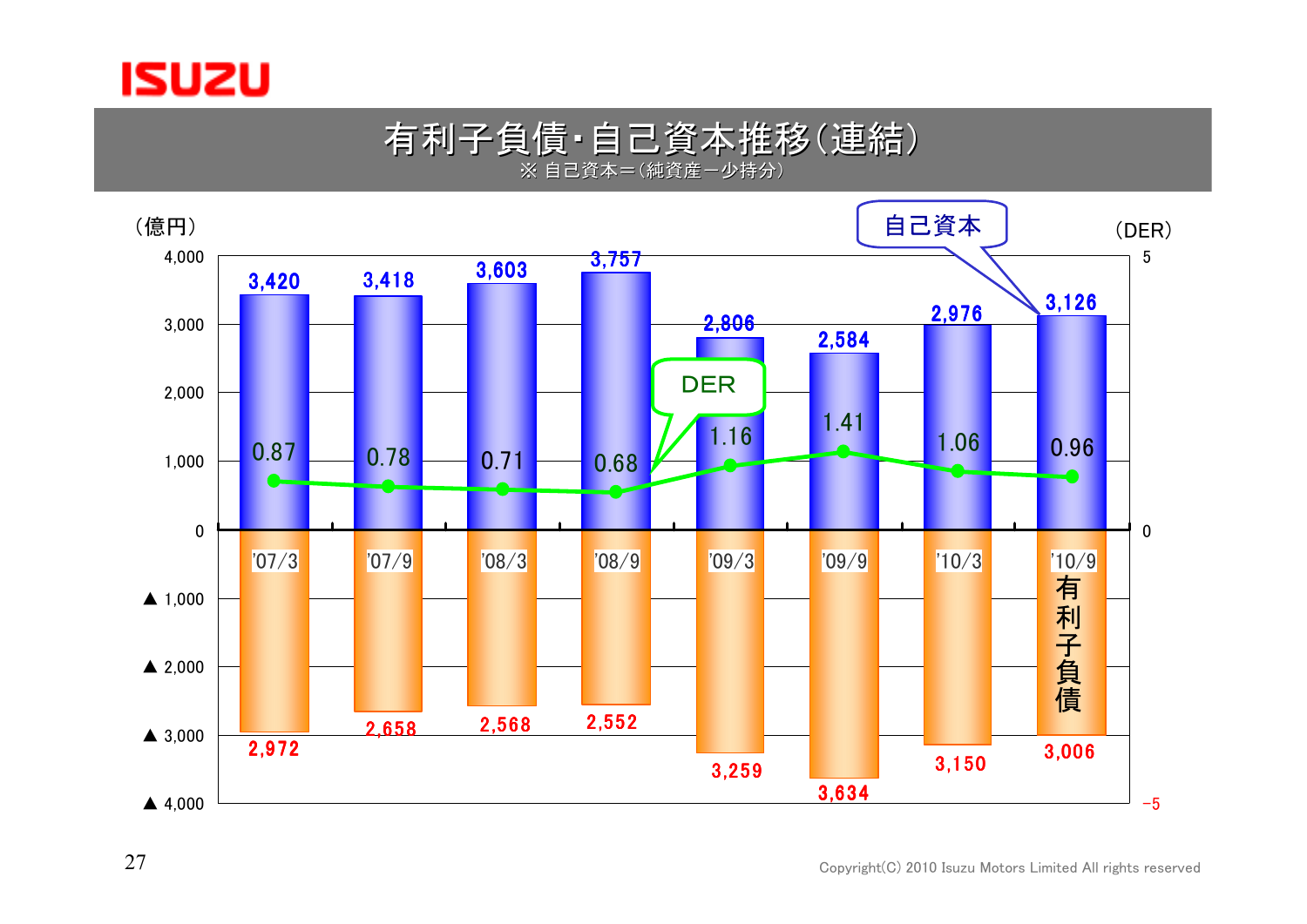# 有利子負債･自己資本推移(連結)

※ 自己資本＝(純資産－少持分)

(億円)

| | '07/3 | '07/9 | '08/3 | '08/9 | '09/3 | '09/9 | '10/3 | '10/9 |
|---|---|---|---|---|---|---|---|---|
| 自己資本 | 3,420 | 3,418 | 3,603 | 3,757 | 2,806 | 2,584 | 2,976 | 3,126 |
| 有利子負債 | 2,972 | 2,658 | 2,568 | 2,552 | 3,259 | 3,634 | 3,150 | 3,006 |
| DER | 0.87 | 0.78 | 0.71 | 0.68 | 1.16 | 1.41 | 1.06 | 0.96 |

Copyright(C) 2010 Isuzu Motors Limited All rights reserved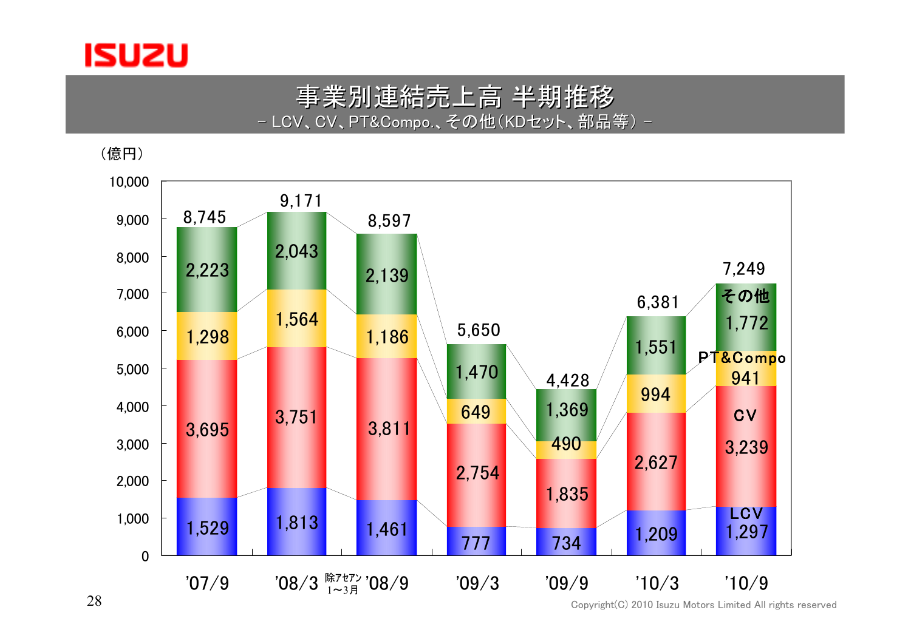# 事業別連結売上高 半期推移

- LCV、CV、PT&Compo.、その他（KDセット、部品等） -

（億円）

| | '07/9 | '08/3 | '08/9 | '09/3 | '09/9 | '10/3 | '10/9 |
|---|---|---|---|---|---|---|---|
| その他 | 2,223 | 2,043 | 2,139 | 1,470 | 1,369 | 1,551 | 1,772 |
| PT&Compo | 1,298 | 1,564 | 1,186 | 649 | 490 | 994 | 941 |
| CV | 3,695 | 3,751 | 3,811 | 2,754 | 1,835 | 2,627 | 3,239 |
| LCV | 1,529 | 1,813 | 1,461 | 777 | 734 | 1,209 | 1,297 |
| 合計 | 8,745 | 9,171 | 8,597 | 5,650 | 4,428 | 6,381 | 7,249 |

除アセアン 1～3月

Copyright(C) 2010 Isuzu Motors Limited All rights reserved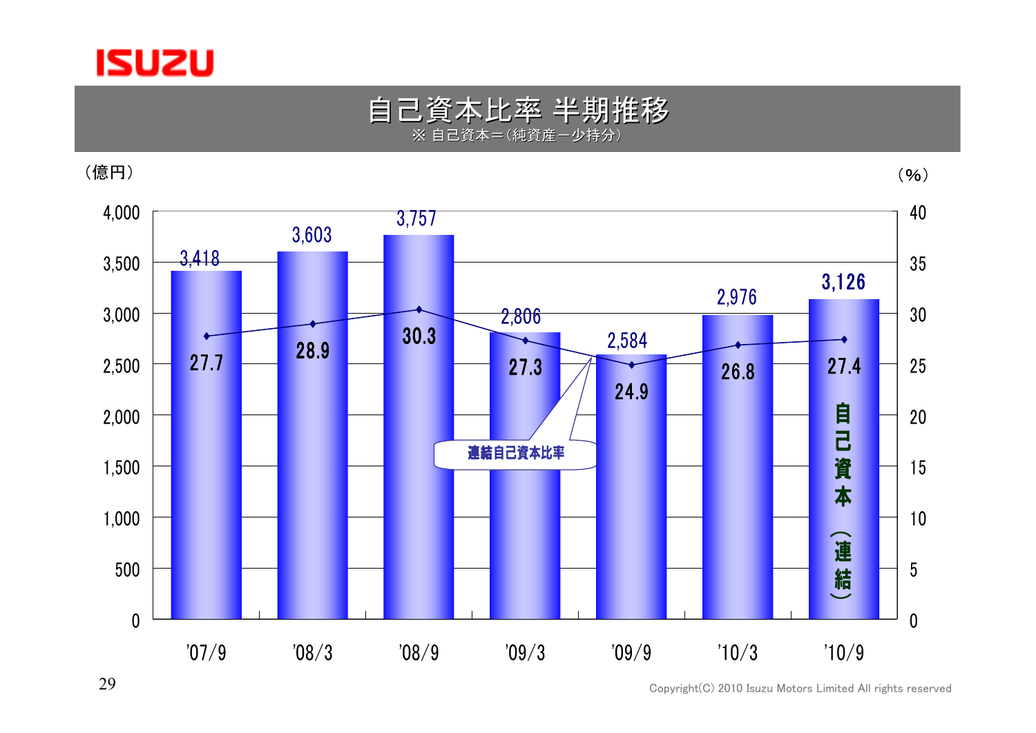# 自己資本比率 半期推移

※ 自己資本＝(純資産－少持分)

（億円）（%）

| | '07/9 | '08/3 | '08/9 | '09/3 | '09/9 | '10/3 | '10/9 |
|---|---|---|---|---|---|---|---|
| 自己資本（連結）（億円） | 3,418 | 3,603 | 3,757 | 2,806 | 2,584 | 2,976 | 3,126 |
| 連結自己資本比率（%） | 27.7 | 28.9 | 30.3 | 27.3 | 24.9 | 26.8 | 27.4 |

Copyright(C) 2010 Isuzu Motors Limited All rights reserved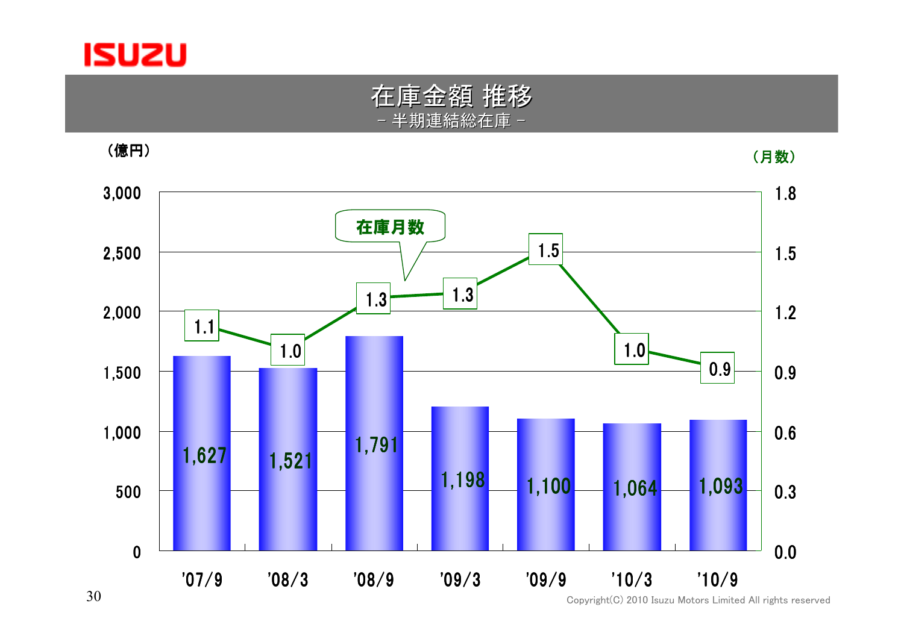# 在庫金額 推移

－ 半期連結総在庫 －

（億円）　（月数）

| | '07/9 | '08/3 | '08/9 | '09/3 | '09/9 | '10/3 | '10/9 |
|---|---|---|---|---|---|---|---|
| 在庫金額（億円） | 1,627 | 1,521 | 1,791 | 1,198 | 1,100 | 1,064 | 1,093 |
| 在庫月数（月数） | 1.1 | 1.0 | 1.3 | 1.3 | 1.5 | 1.0 | 0.9 |

Copyright(C) 2010 Isuzu Motors Limited All rights reserved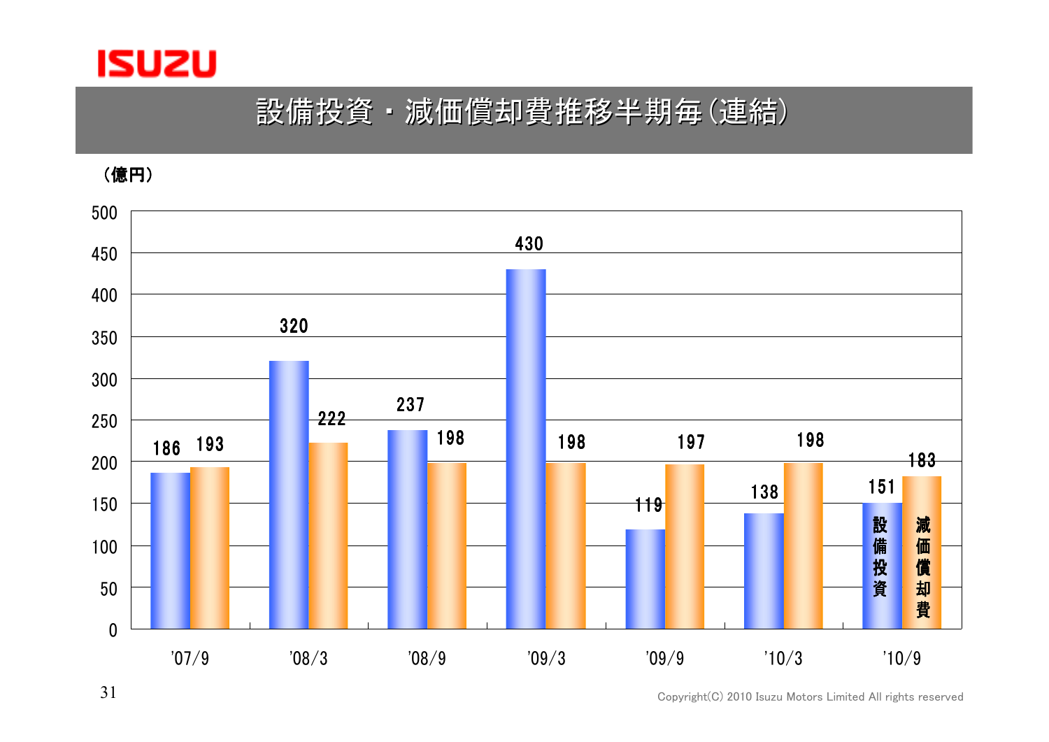# 設備投資・減価償却費推移半期毎(連結)

（億円）

| | '07/9 | '08/3 | '08/9 | '09/3 | '09/9 | '10/3 | '10/9 |
|---|---|---|---|---|---|---|---|
| 設備投資 | 186 | 320 | 237 | 430 | 119 | 138 | 151 |
| 減価償却費 | 193 | 222 | 198 | 198 | 197 | 198 | 183 |

Copyright(C) 2010 Isuzu Motors Limited All rights reserved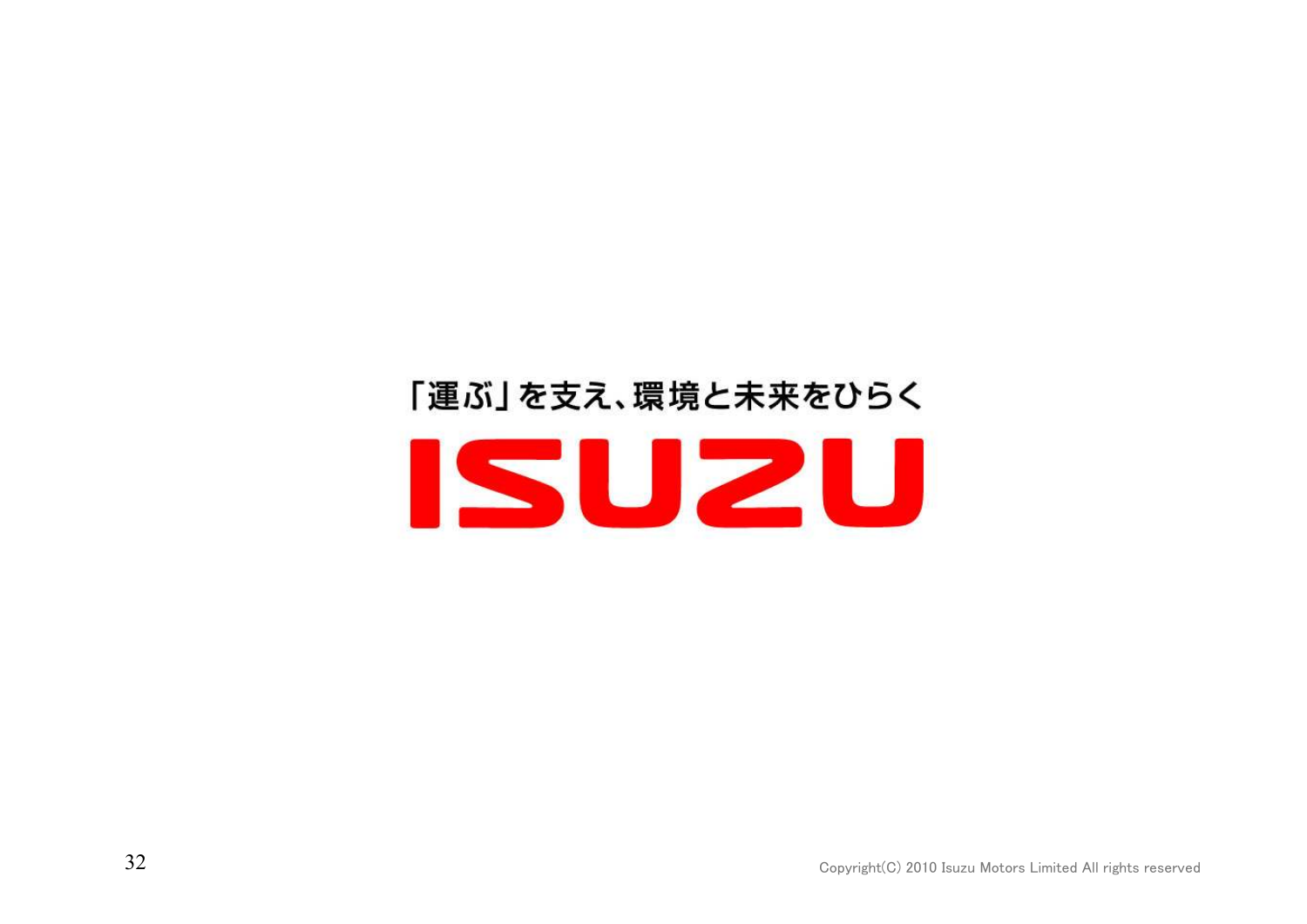「運ぶ」を支え、環境と未来をひらく

ISUZU

Copyright(C) 2010 Isuzu Motors Limited All rights reserved